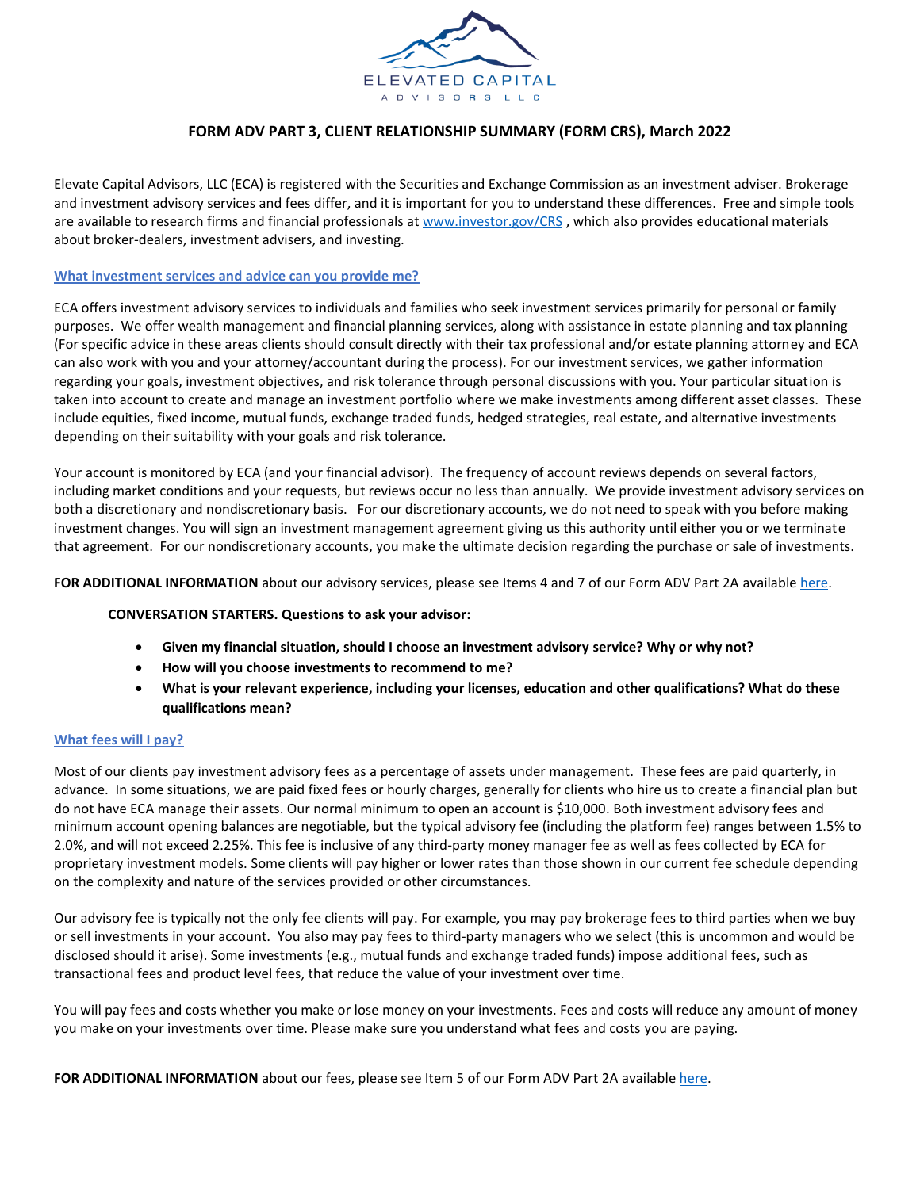ELEVATED CAPITAL

ADVISORS LLC

# FORM ADV PART 3, CLIENT RELATIONSHIP SUMMARY (FORM CRS), March 2022

Elevate Capital Advisors, LLC (ECA) is registered with the Securities and Exchange Commission as an investment adviser. Brokerage and investment advisory services and fees differ, and it is important for you to understand these differences. Free and simple tools are available to research firms and financial professionals at www.investor.gov/CRS , which also provides educational materials about broker-dealers, investment advisers, and investing.

## What investment services and advice can you provide me?

ECA offers investment advisory services to individuals and families who seek investment services primarily for personal or family purposes. We offer wealth management and financial planning services, along with assistance in estate planning and tax planning (For specific advice in these areas clients should consult directly with their tax professional and/or estate planning attorney and ECA can also work with you and your attorney/accountant during the process). For our investment services, we gather information regarding your goals, investment objectives, and risk tolerance through personal discussions with you. Your particular situation is taken into account to create and manage an investment portfolio where we make investments among different asset classes. These include equities, fixed income, mutual funds, exchange traded funds, hedged strategies, real estate, and alternative investments depending on their suitability with your goals and risk tolerance.

Your account is monitored by ECA (and your financial advisor). The frequency of account reviews depends on several factors, including market conditions and your requests, but reviews occur no less than annually. We provide investment advisory services on both a discretionary and nondiscretionary basis. For our discretionary accounts, we do not need to speak with you before making investment changes. You will sign an investment management agreement giving us this authority until either you or we terminate that agreement. For our nondiscretionary accounts, you make the ultimate decision regarding the purchase or sale of investments.

**FOR ADDITIONAL INFORMATION** about our advisory services, please see Items 4 and 7 of our Form ADV Part 2A available here.

**CONVERSATION STARTERS. Questions to ask your advisor:**

- **Given my financial situation, should I choose an investment advisory service? Why or why not?**
- **How will you choose investments to recommend to me?**
- **What is your relevant experience, including your licenses, education and other qualifications? What do these qualifications mean?**

## What fees will I pay?

Most of our clients pay investment advisory fees as a percentage of assets under management. These fees are paid quarterly, in advance. In some situations, we are paid fixed fees or hourly charges, generally for clients who hire us to create a financial plan but do not have ECA manage their assets. Our normal minimum to open an account is $10,000. Both investment advisory fees and minimum account opening balances are negotiable, but the typical advisory fee (including the platform fee) ranges between 1.5% to 2.0%, and will not exceed 2.25%. This fee is inclusive of any third-party money manager fee as well as fees collected by ECA for proprietary investment models. Some clients will pay higher or lower rates than those shown in our current fee schedule depending on the complexity and nature of the services provided or other circumstances.

Our advisory fee is typically not the only fee clients will pay. For example, you may pay brokerage fees to third parties when we buy or sell investments in your account. You also may pay fees to third-party managers who we select (this is uncommon and would be disclosed should it arise). Some investments (e.g., mutual funds and exchange traded funds) impose additional fees, such as transactional fees and product level fees, that reduce the value of your investment over time.

You will pay fees and costs whether you make or lose money on your investments. Fees and costs will reduce any amount of money you make on your investments over time. Please make sure you understand what fees and costs you are paying.

**FOR ADDITIONAL INFORMATION** about our fees, please see Item 5 of our Form ADV Part 2A available here.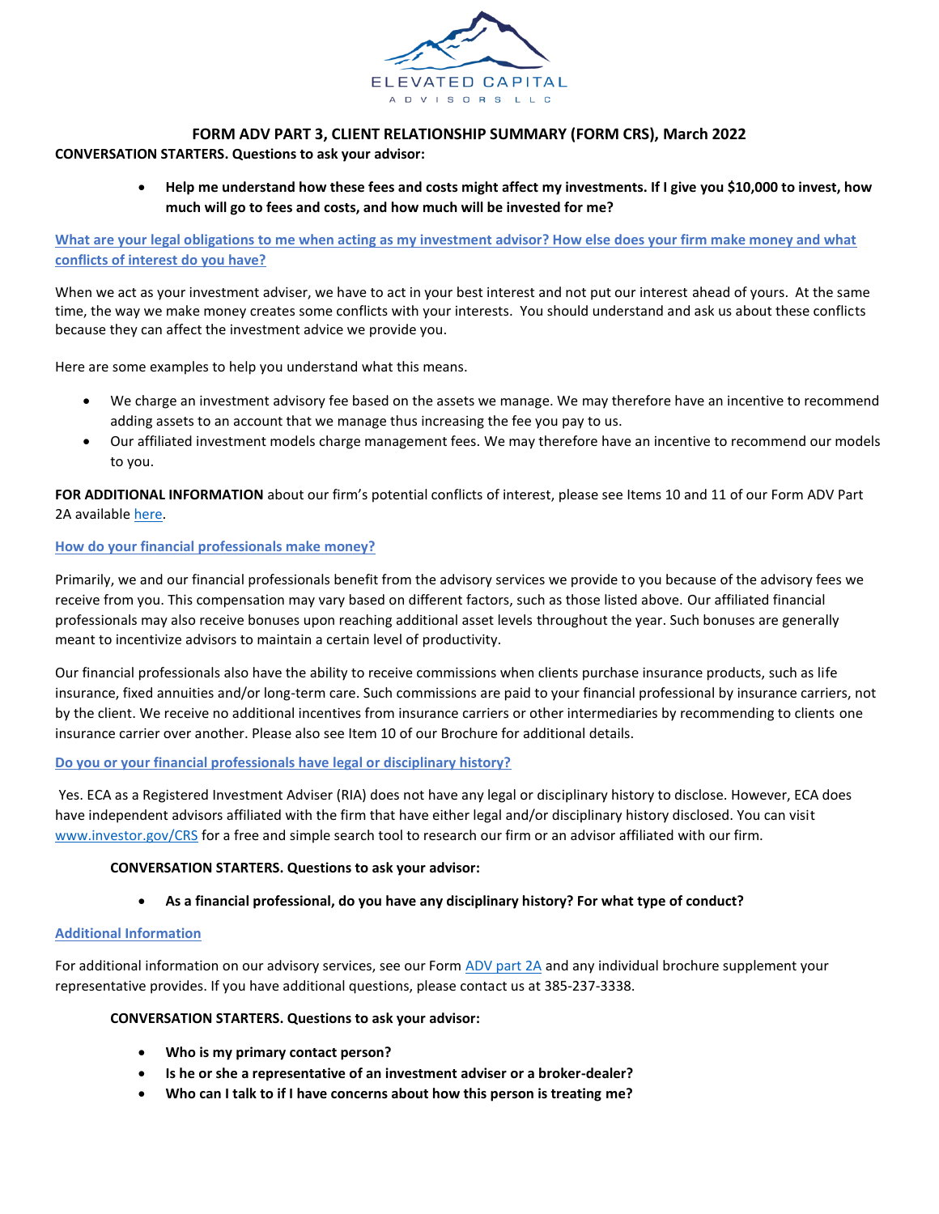ELEVATED CAPITAL

ADVISORS LLC

**FORM ADV PART 3, CLIENT RELATIONSHIP SUMMARY (FORM CRS), March 2022**

**CONVERSATION STARTERS. Questions to ask your advisor:**

- **Help me understand how these fees and costs might affect my investments. If I give you $10,000 to invest, how much will go to fees and costs, and how much will be invested for me?**

## What are your legal obligations to me when acting as my investment advisor? How else does your firm make money and what conflicts of interest do you have?

When we act as your investment adviser, we have to act in your best interest and not put our interest ahead of yours. At the same time, the way we make money creates some conflicts with your interests. You should understand and ask us about these conflicts because they can affect the investment advice we provide you.

Here are some examples to help you understand what this means.

- We charge an investment advisory fee based on the assets we manage. We may therefore have an incentive to recommend adding assets to an account that we manage thus increasing the fee you pay to us.
- Our affiliated investment models charge management fees. We may therefore have an incentive to recommend our models to you.

**FOR ADDITIONAL INFORMATION** about our firm's potential conflicts of interest, please see Items 10 and 11 of our Form ADV Part 2A available here.

## How do your financial professionals make money?

Primarily, we and our financial professionals benefit from the advisory services we provide to you because of the advisory fees we receive from you. This compensation may vary based on different factors, such as those listed above. Our affiliated financial professionals may also receive bonuses upon reaching additional asset levels throughout the year. Such bonuses are generally meant to incentivize advisors to maintain a certain level of productivity.

Our financial professionals also have the ability to receive commissions when clients purchase insurance products, such as life insurance, fixed annuities and/or long-term care. Such commissions are paid to your financial professional by insurance carriers, not by the client. We receive no additional incentives from insurance carriers or other intermediaries by recommending to clients one insurance carrier over another. Please also see Item 10 of our Brochure for additional details.

## Do you or your financial professionals have legal or disciplinary history?

Yes. ECA as a Registered Investment Adviser (RIA) does not have any legal or disciplinary history to disclose. However, ECA does have independent advisors affiliated with the firm that have either legal and/or disciplinary history disclosed. You can visit www.investor.gov/CRS for a free and simple search tool to research our firm or an advisor affiliated with our firm.

**CONVERSATION STARTERS. Questions to ask your advisor:**

- **As a financial professional, do you have any disciplinary history? For what type of conduct?**

## Additional Information

For additional information on our advisory services, see our Form ADV part 2A and any individual brochure supplement your representative provides. If you have additional questions, please contact us at 385-237-3338.

**CONVERSATION STARTERS. Questions to ask your advisor:**

- **Who is my primary contact person?**
- **Is he or she a representative of an investment adviser or a broker-dealer?**
- **Who can I talk to if I have concerns about how this person is treating me?**